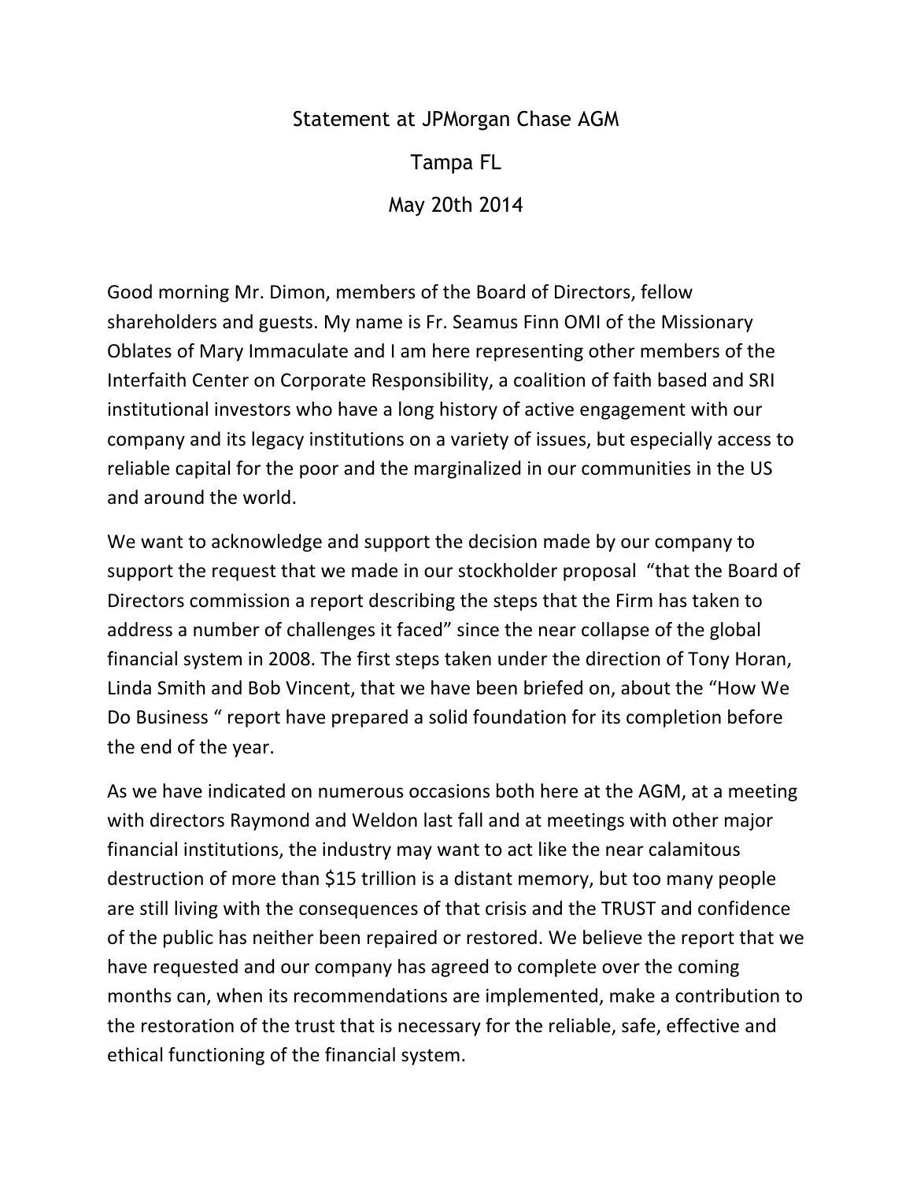# Statement at JPMorgan Chase AGM

## Tampa FL

## May 20th 2014

Good morning Mr. Dimon, members of the Board of Directors, fellow shareholders and guests. My name is Fr. Seamus Finn OMI of the Missionary Oblates of Mary Immaculate and I am here representing other members of the Interfaith Center on Corporate Responsibility, a coalition of faith based and SRI institutional investors who have a long history of active engagement with our company and its legacy institutions on a variety of issues, but especially access to reliable capital for the poor and the marginalized in our communities in the US and around the world.

We want to acknowledge and support the decision made by our company to support the request that we made in our stockholder proposal "that the Board of Directors commission a report describing the steps that the Firm has taken to address a number of challenges it faced" since the near collapse of the global financial system in 2008. The first steps taken under the direction of Tony Horan, Linda Smith and Bob Vincent, that we have been briefed on, about the "How We Do Business " report have prepared a solid foundation for its completion before the end of the year.

As we have indicated on numerous occasions both here at the AGM, at a meeting with directors Raymond and Weldon last fall and at meetings with other major financial institutions, the industry may want to act like the near calamitous destruction of more than $15 trillion is a distant memory, but too many people are still living with the consequences of that crisis and the TRUST and confidence of the public has neither been repaired or restored. We believe the report that we have requested and our company has agreed to complete over the coming months can, when its recommendations are implemented, make a contribution to the restoration of the trust that is necessary for the reliable, safe, effective and ethical functioning of the financial system.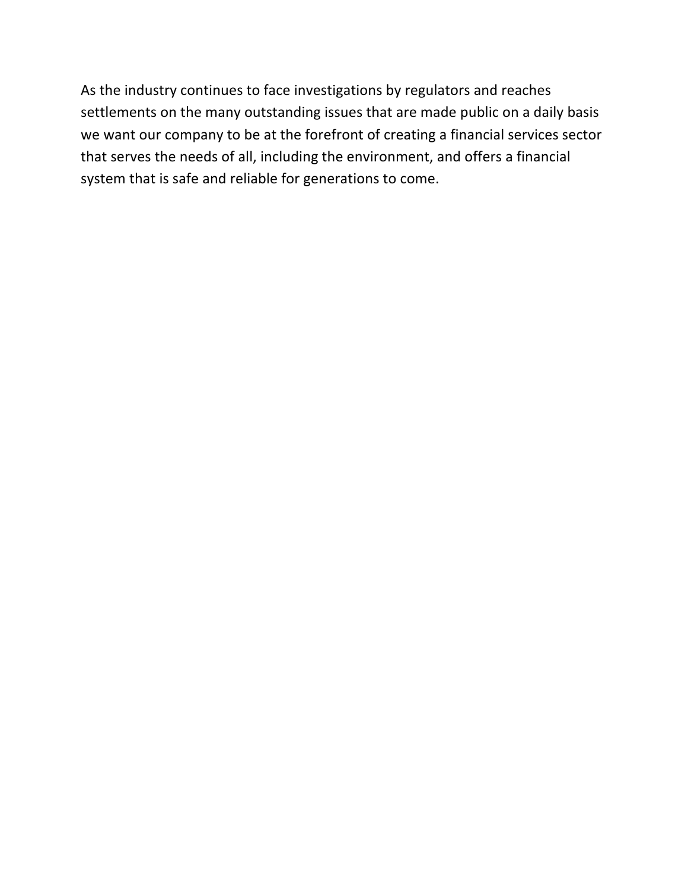As the industry continues to face investigations by regulators and reaches settlements on the many outstanding issues that are made public on a daily basis we want our company to be at the forefront of creating a financial services sector that serves the needs of all, including the environment, and offers a financial system that is safe and reliable for generations to come.